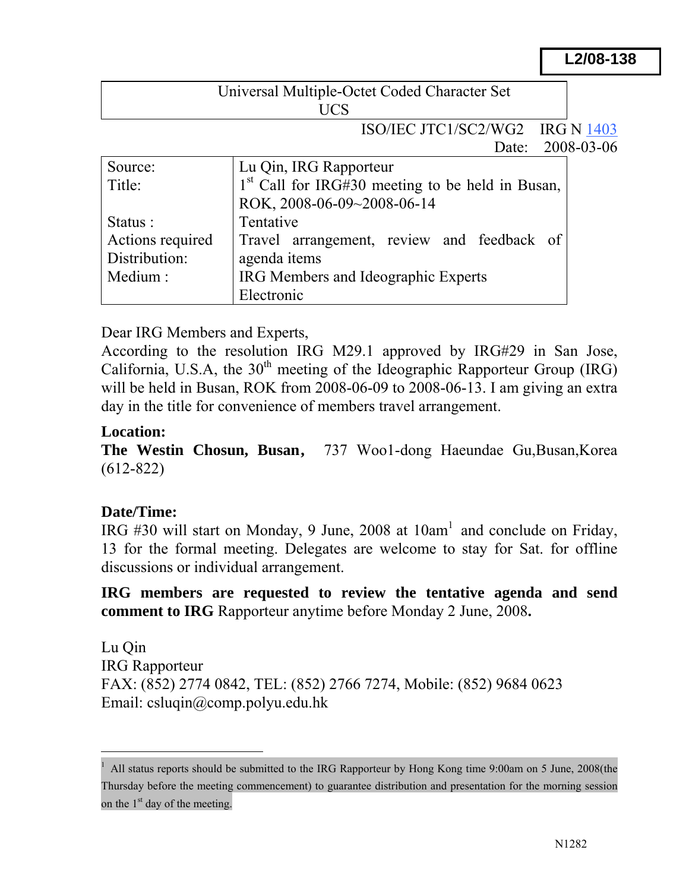L2/08-138

Universal Multiple-Octet Coded Character Set
UCS

ISO/IEC JTC1/SC2/WG2 IRG N 1403
Date: 2008-03-06

| | |
|---|---|
| Source: | Lu Qin, IRG Rapporteur |
| Title: | 1st Call for IRG#30 meeting to be held in Busan, ROK, 2008-06-09~2008-06-14 |
| Status : | Tentative |
| Actions required | Travel arrangement, review and feedback of agenda items |
| Distribution: | IRG Members and Ideographic Experts |
| Medium : | Electronic |

Dear IRG Members and Experts,

According to the resolution IRG M29.1 approved by IRG#29 in San Jose, California, U.S.A, the 30th meeting of the Ideographic Rapporteur Group (IRG) will be held in Busan, ROK from 2008-06-09 to 2008-06-13. I am giving an extra day in the title for convenience of members travel arrangement.

**Location:**

**The Westin Chosun, Busan，** 737 Woo1-dong Haeundae Gu,Busan,Korea (612-822)

**Date/Time:**

IRG #30 will start on Monday, 9 June, 2008 at 10am[1] and conclude on Friday, 13 for the formal meeting. Delegates are welcome to stay for Sat. for offline discussions or individual arrangement.

**IRG members are requested to review the tentative agenda and send comment to IRG** Rapporteur anytime before Monday 2 June, 2008**.**

Lu Qin
IRG Rapporteur
FAX: (852) 2774 0842, TEL: (852) 2766 7274, Mobile: (852) 9684 0623
Email: csluqin@comp.polyu.edu.hk

---

[1] All status reports should be submitted to the IRG Rapporteur by Hong Kong time 9:00am on 5 June, 2008(the Thursday before the meeting commencement) to guarantee distribution and presentation for the morning session on the 1st day of the meeting.

N1282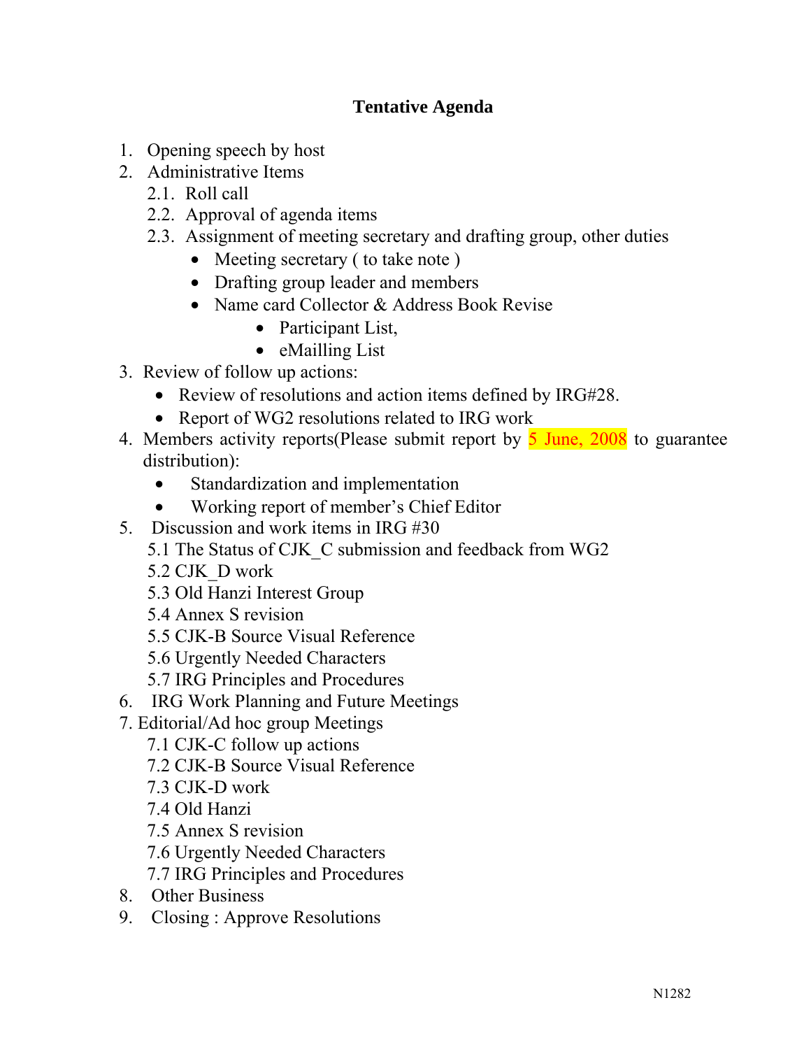# Tentative Agenda

1. Opening speech by host
2. Administrative Items
   - 2.1. Roll call
   - 2.2. Approval of agenda items
   - 2.3. Assignment of meeting secretary and drafting group, other duties
     - Meeting secretary ( to take note )
     - Drafting group leader and members
     - Name card Collector & Address Book Revise
       - Participant List,
       - eMailling List
3. Review of follow up actions:
   - Review of resolutions and action items defined by IRG#28.
   - Report of WG2 resolutions related to IRG work
4. Members activity reports(Please submit report by 5 June, 2008 to guarantee distribution):
   - Standardization and implementation
   - Working report of member's Chief Editor
5. Discussion and work items in IRG #30
   - 5.1 The Status of CJK_C submission and feedback from WG2
   - 5.2 CJK_D work
   - 5.3 Old Hanzi Interest Group
   - 5.4 Annex S revision
   - 5.5 CJK-B Source Visual Reference
   - 5.6 Urgently Needed Characters
   - 5.7 IRG Principles and Procedures
6. IRG Work Planning and Future Meetings
7. Editorial/Ad hoc group Meetings
   - 7.1 CJK-C follow up actions
   - 7.2 CJK-B Source Visual Reference
   - 7.3 CJK-D work
   - 7.4 Old Hanzi
   - 7.5 Annex S revision
   - 7.6 Urgently Needed Characters
   - 7.7 IRG Principles and Procedures
8. Other Business
9. Closing : Approve Resolutions

N1282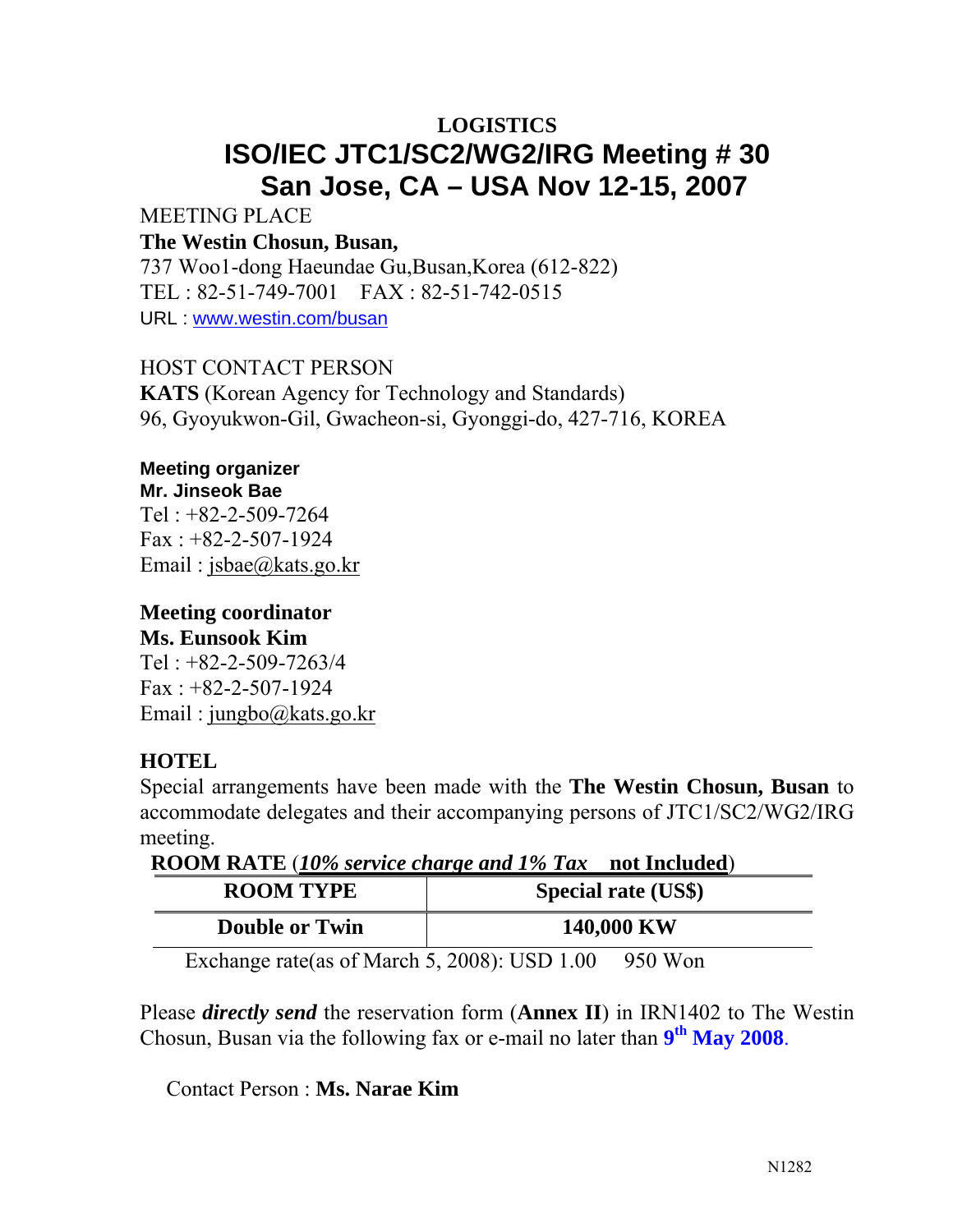# LOGISTICS

# ISO/IEC JTC1/SC2/WG2/IRG Meeting # 30
# San Jose, CA – USA Nov 12-15, 2007

MEETING PLACE

**The Westin Chosun, Busan,**

737 Woo1-dong Haeundae Gu,Busan,Korea (612-822)

TEL : 82-51-749-7001    FAX : 82-51-742-0515

URL : www.westin.com/busan

HOST CONTACT PERSON

**KATS** (Korean Agency for Technology and Standards)

96, Gyoyukwon-Gil, Gwacheon-si, Gyonggi-do, 427-716, KOREA

**Meeting organizer**

**Mr. Jinseok Bae**

Tel : +82-2-509-7264

Fax : +82-2-507-1924

Email : jsbae@kats.go.kr

**Meeting coordinator**

**Ms. Eunsook Kim**

Tel : +82-2-509-7263/4

Fax : +82-2-507-1924

Email : jungbo@kats.go.kr

## HOTEL

Special arrangements have been made with the **The Westin Chosun, Busan** to accommodate delegates and their accompanying persons of JTC1/SC2/WG2/IRG meeting.

**ROOM RATE** (***10% service charge and 1% Tax*** **not Included**)

| ROOM TYPE | Special rate (US$) |
|---|---|
| Double or Twin | 140,000 KW |

Exchange rate(as of March 5, 2008): USD 1.00    950 Won

Please ***directly send*** the reservation form (**Annex II**) in IRN1402 to The Westin Chosun, Busan via the following fax or e-mail no later than **9th May 2008**.

Contact Person : **Ms. Narae Kim**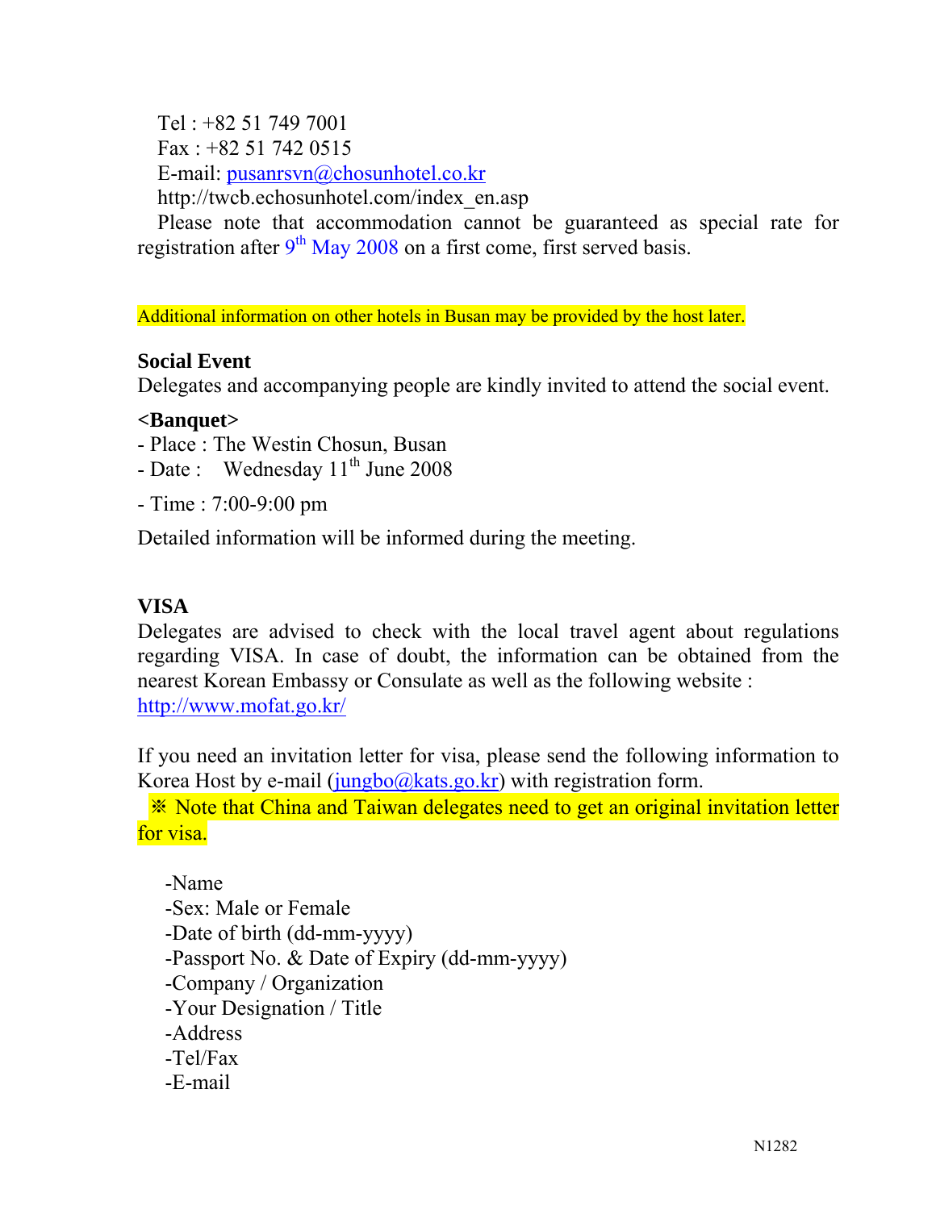Tel : +82 51 749 7001
Fax : +82 51 742 0515
E-mail: pusanrsvn@chosunhotel.co.kr
http://twcb.echosunhotel.com/index_en.asp

Please note that accommodation cannot be guaranteed as special rate for registration after 9th May 2008 on a first come, first served basis.

Additional information on other hotels in Busan may be provided by the host later.

**Social Event**

Delegates and accompanying people are kindly invited to attend the social event.

**<Banquet>**

- Place : The Westin Chosun, Busan
- Date : Wednesday 11th June 2008
- Time : 7:00-9:00 pm

Detailed information will be informed during the meeting.

**VISA**

Delegates are advised to check with the local travel agent about regulations regarding VISA. In case of doubt, the information can be obtained from the nearest Korean Embassy or Consulate as well as the following website : http://www.mofat.go.kr/

If you need an invitation letter for visa, please send the following information to Korea Host by e-mail (jungbo@kats.go.kr) with registration form.

※ Note that China and Taiwan delegates need to get an original invitation letter for visa.

- Name
- Sex: Male or Female
- Date of birth (dd-mm-yyyy)
- Passport No. & Date of Expiry (dd-mm-yyyy)
- Company / Organization
- Your Designation / Title
- Address
- Tel/Fax
- E-mail

N1282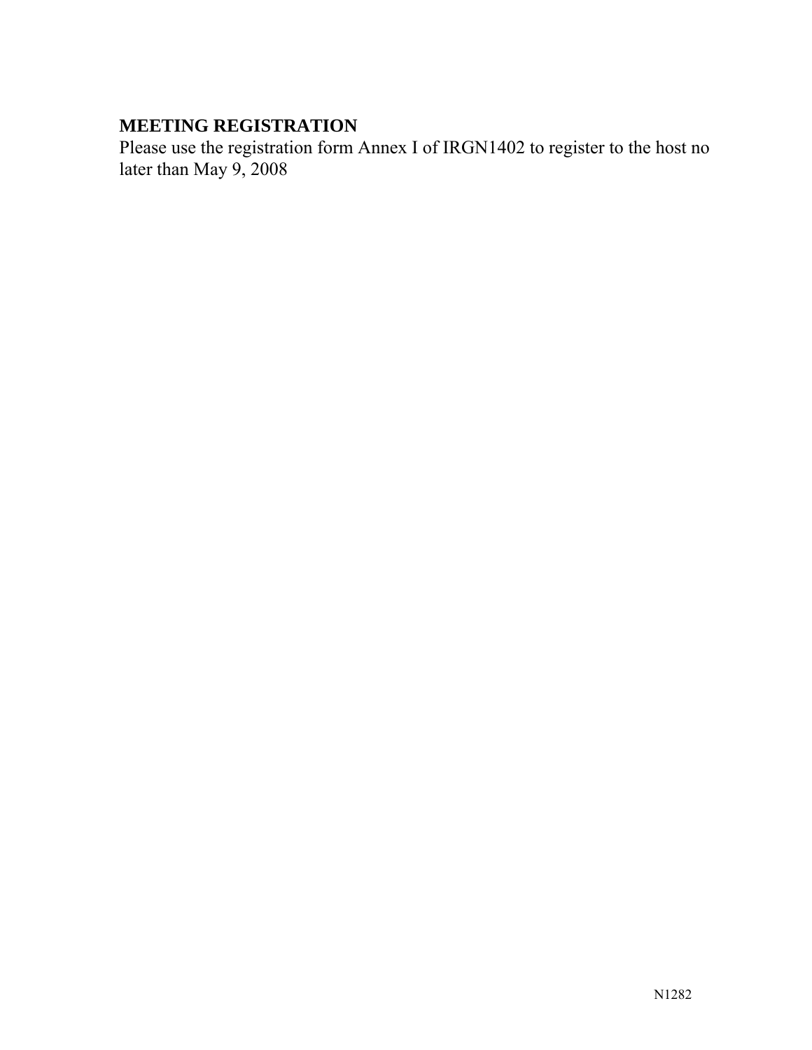**MEETING REGISTRATION**

Please use the registration form Annex I of IRGN1402 to register to the host no later than May 9, 2008